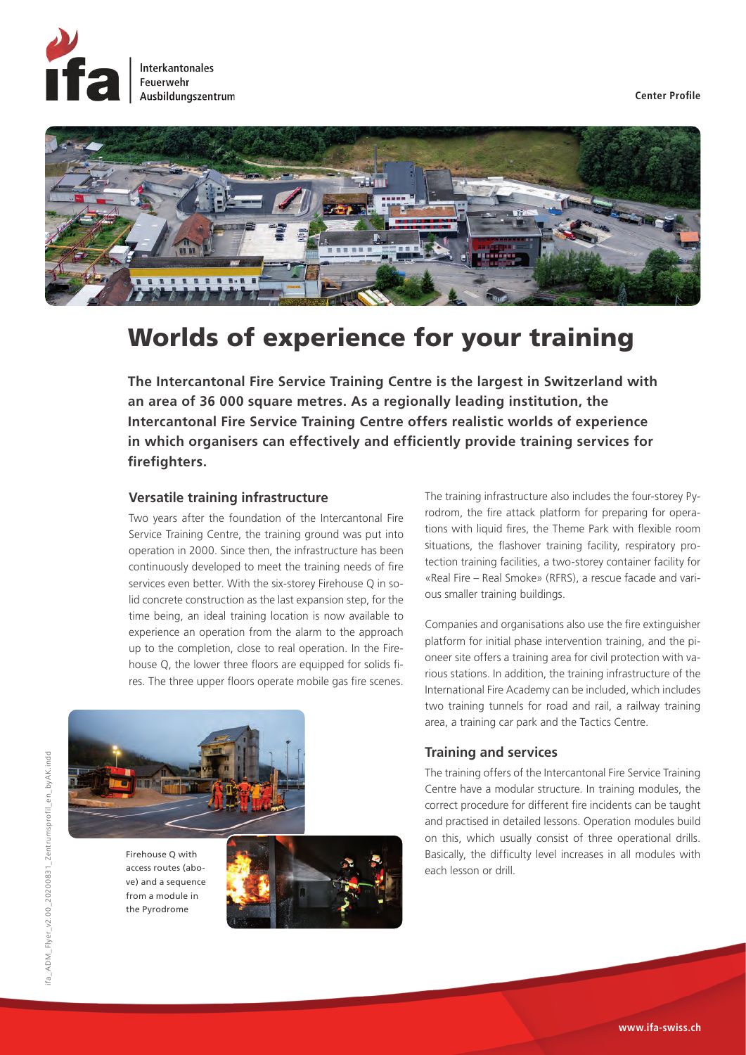Interkantonales
Feuerwehr
Ausbildungszentrum

Center Profile

# Worlds of experience for your training

**The Intercantonal Fire Service Training Centre is the largest in Switzerland with an area of 36 000 square metres. As a regionally leading institution, the Intercantonal Fire Service Training Centre offers realistic worlds of experience in which organisers can effectively and efficiently provide training services for firefighters.**

## Versatile training infrastructure

Two years after the foundation of the Intercantonal Fire Service Training Centre, the training ground was put into operation in 2000. Since then, the infrastructure has been continuously developed to meet the training needs of fire services even better. With the six-storey Firehouse Q in solid concrete construction as the last expansion step, for the time being, an ideal training location is now available to experience an operation from the alarm to the approach up to the completion, close to real operation. In the Firehouse Q, the lower three floors are equipped for solids fires. The three upper floors operate mobile gas fire scenes.

Firehouse Q with access routes (above) and a sequence from a module in the Pyrodrome

The training infrastructure also includes the four-storey Pyrodrom, the fire attack platform for preparing for operations with liquid fires, the Theme Park with flexible room situations, the flashover training facility, respiratory protection training facilities, a two-storey container facility for «Real Fire – Real Smoke» (RFRS), a rescue facade and various smaller training buildings.

Companies and organisations also use the fire extinguisher platform for initial phase intervention training, and the pioneer site offers a training area for civil protection with various stations. In addition, the training infrastructure of the International Fire Academy can be included, which includes two training tunnels for road and rail, a railway training area, a training car park and the Tactics Centre.

## Training and services

The training offers of the Intercantonal Fire Service Training Centre have a modular structure. In training modules, the correct procedure for different fire incidents can be taught and practised in detailed lessons. Operation modules build on this, which usually consist of three operational drills. Basically, the difficulty level increases in all modules with each lesson or drill.

www.ifa-swiss.ch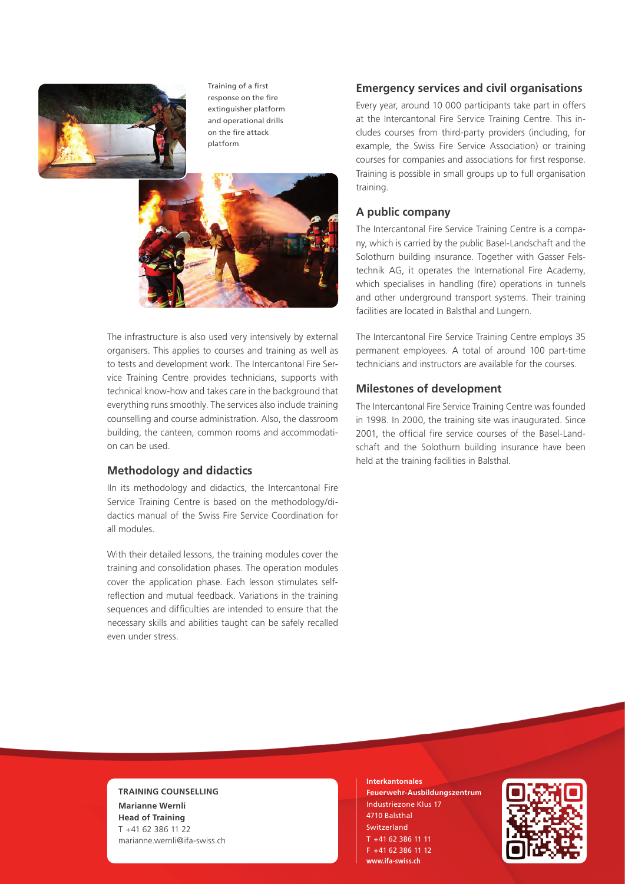Training of a first response on the fire extinguisher platform and operational drills on the fire attack platform

The infrastructure is also used very intensively by external organisers. This applies to courses and training as well as to tests and development work. The Intercantonal Fire Service Training Centre provides technicians, supports with technical know-how and takes care in the background that everything runs smoothly. The services also include training counselling and course administration. Also, the classroom building, the canteen, common rooms and accommodation can be used.

## Methodology and didactics

IIn its methodology and didactics, the Intercantonal Fire Service Training Centre is based on the methodology/didactics manual of the Swiss Fire Service Coordination for all modules.

With their detailed lessons, the training modules cover the training and consolidation phases. The operation modules cover the application phase. Each lesson stimulates self-reflection and mutual feedback. Variations in the training sequences and difficulties are intended to ensure that the necessary skills and abilities taught can be safely recalled even under stress.

## Emergency services and civil organisations

Every year, around 10 000 participants take part in offers at the Intercantonal Fire Service Training Centre. This includes courses from third-party providers (including, for example, the Swiss Fire Service Association) or training courses for companies and associations for first response. Training is possible in small groups up to full organisation training.

## A public company

The Intercantonal Fire Service Training Centre is a company, which is carried by the public Basel-Landschaft and the Solothurn building insurance. Together with Gasser Felstechnik AG, it operates the International Fire Academy, which specialises in handling (fire) operations in tunnels and other underground transport systems. Their training facilities are located in Balsthal and Lungern.

The Intercantonal Fire Service Training Centre employs 35 permanent employees. A total of around 100 part-time technicians and instructors are available for the courses.

## Milestones of development

The Intercantonal Fire Service Training Centre was founded in 1998. In 2000, the training site was inaugurated. Since 2001, the official fire service courses of the Basel-Landschaft and the Solothurn building insurance have been held at the training facilities in Balsthal.

**TRAINING COUNSELLING**

**Marianne Wernli**
**Head of Training**
T +41 62 386 11 22
marianne.wernli@ifa-swiss.ch

**Interkantonales Feuerwehr-Ausbildungszentrum**
Industriezone Klus 17
4710 Balsthal
Switzerland
T +41 62 386 11 11
F +41 62 386 11 12
**www.ifa-swiss.ch**